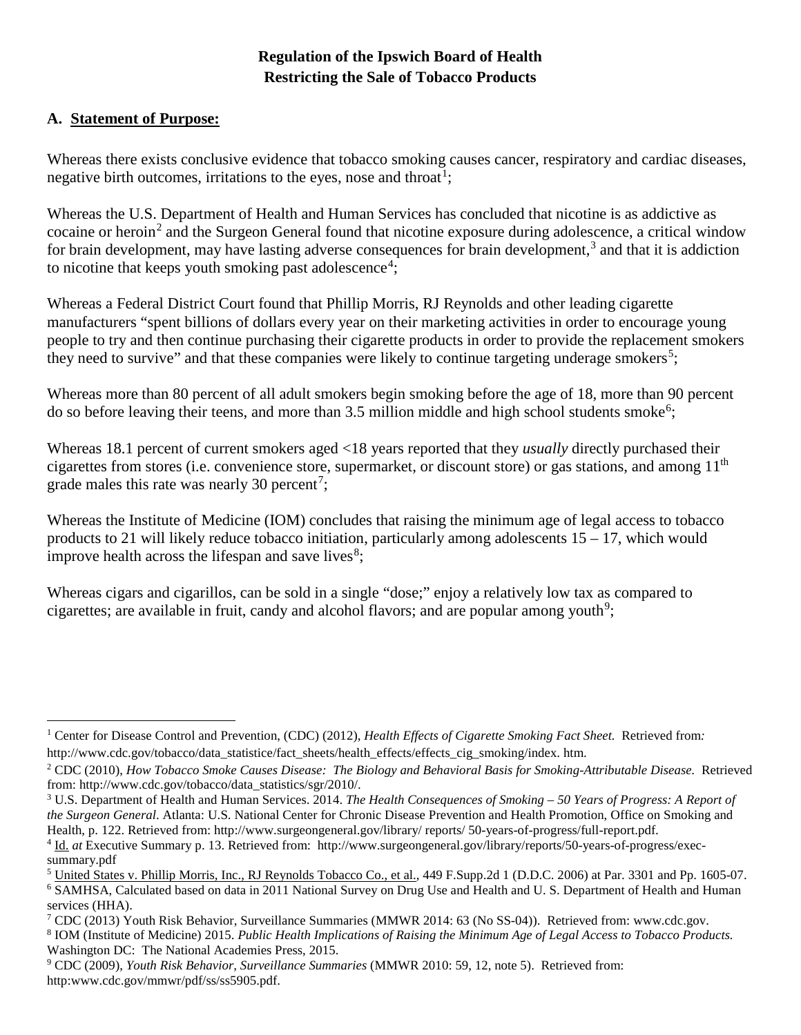**Regulation of the Ipswich Board of Health**
**Restricting the Sale of Tobacco Products**

## A. Statement of Purpose:

Whereas there exists conclusive evidence that tobacco smoking causes cancer, respiratory and cardiac diseases, negative birth outcomes, irritations to the eyes, nose and throat[1];

Whereas the U.S. Department of Health and Human Services has concluded that nicotine is as addictive as cocaine or heroin[2] and the Surgeon General found that nicotine exposure during adolescence, a critical window for brain development, may have lasting adverse consequences for brain development,[3] and that it is addiction to nicotine that keeps youth smoking past adolescence[4];

Whereas a Federal District Court found that Phillip Morris, RJ Reynolds and other leading cigarette manufacturers "spent billions of dollars every year on their marketing activities in order to encourage young people to try and then continue purchasing their cigarette products in order to provide the replacement smokers they need to survive" and that these companies were likely to continue targeting underage smokers[5];

Whereas more than 80 percent of all adult smokers begin smoking before the age of 18, more than 90 percent do so before leaving their teens, and more than 3.5 million middle and high school students smoke[6];

Whereas 18.1 percent of current smokers aged <18 years reported that they *usually* directly purchased their cigarettes from stores (i.e. convenience store, supermarket, or discount store) or gas stations, and among 11th grade males this rate was nearly 30 percent[7];

Whereas the Institute of Medicine (IOM) concludes that raising the minimum age of legal access to tobacco products to 21 will likely reduce tobacco initiation, particularly among adolescents 15 – 17, which would improve health across the lifespan and save lives[8];

Whereas cigars and cigarillos, can be sold in a single "dose;" enjoy a relatively low tax as compared to cigarettes; are available in fruit, candy and alcohol flavors; and are popular among youth[9];

---

[1] Center for Disease Control and Prevention, (CDC) (2012), *Health Effects of Cigarette Smoking Fact Sheet.* Retrieved from*:* http://www.cdc.gov/tobacco/data_statistice/fact_sheets/health_effects/effects_cig_smoking/index. htm.

[2] CDC (2010), *How Tobacco Smoke Causes Disease: The Biology and Behavioral Basis for Smoking-Attributable Disease.* Retrieved from: http://www.cdc.gov/tobacco/data_statistics/sgr/2010/.

[3] U.S. Department of Health and Human Services. 2014. *The Health Consequences of Smoking – 50 Years of Progress: A Report of the Surgeon General.* Atlanta: U.S. National Center for Chronic Disease Prevention and Health Promotion, Office on Smoking and Health, p. 122. Retrieved from: http://www.surgeongeneral.gov/library/ reports/ 50-years-of-progress/full-report.pdf.

[4] Id. *at* Executive Summary p. 13. Retrieved from: http://www.surgeongeneral.gov/library/reports/50-years-of-progress/exec-summary.pdf

[5] United States v. Phillip Morris, Inc., RJ Reynolds Tobacco Co., et al., 449 F.Supp.2d 1 (D.D.C. 2006) at Par. 3301 and Pp. 1605-07.

[6] SAMHSA, Calculated based on data in 2011 National Survey on Drug Use and Health and U. S. Department of Health and Human services (HHA).

[7] CDC (2013) Youth Risk Behavior, Surveillance Summaries (MMWR 2014: 63 (No SS-04)). Retrieved from: www.cdc.gov.

[8] IOM (Institute of Medicine) 2015. *Public Health Implications of Raising the Minimum Age of Legal Access to Tobacco Products.* Washington DC: The National Academies Press, 2015.

[9] CDC (2009), *Youth Risk Behavior, Surveillance Summaries* (MMWR 2010: 59, 12, note 5). Retrieved from: http:www.cdc.gov/mmwr/pdf/ss/ss5905.pdf.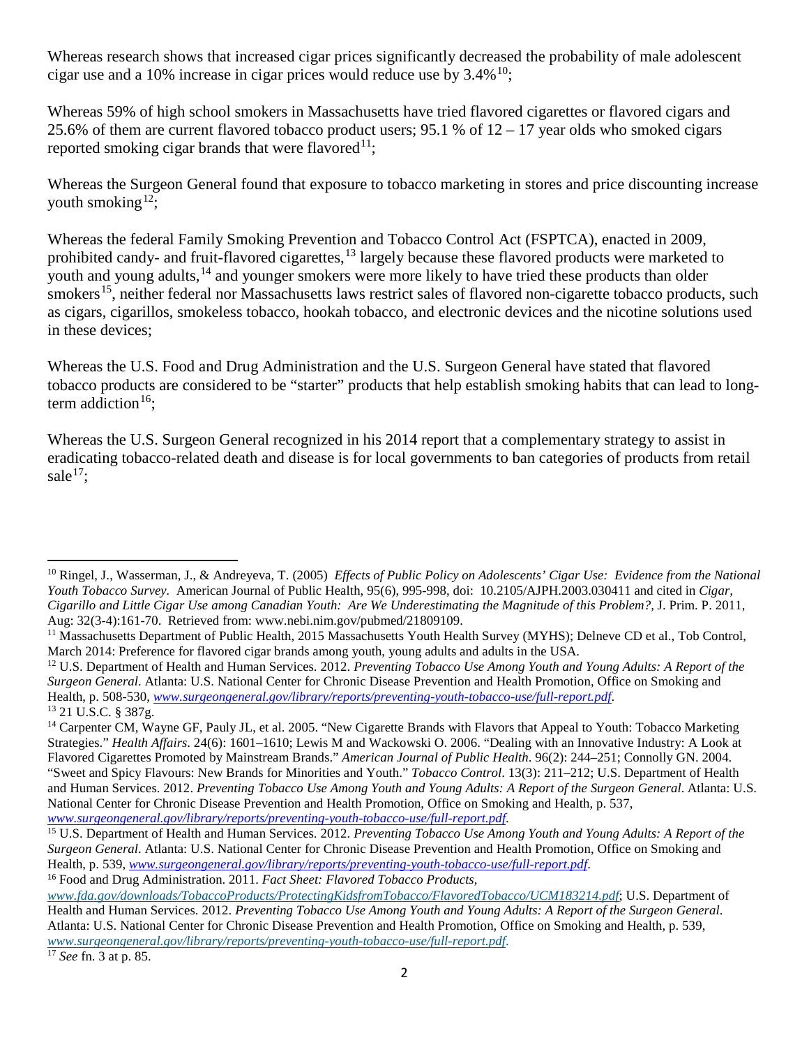Whereas research shows that increased cigar prices significantly decreased the probability of male adolescent cigar use and a 10% increase in cigar prices would reduce use by 3.4%[10];

Whereas 59% of high school smokers in Massachusetts have tried flavored cigarettes or flavored cigars and 25.6% of them are current flavored tobacco product users; 95.1 % of 12 – 17 year olds who smoked cigars reported smoking cigar brands that were flavored[11];

Whereas the Surgeon General found that exposure to tobacco marketing in stores and price discounting increase youth smoking[12];

Whereas the federal Family Smoking Prevention and Tobacco Control Act (FSPTCA), enacted in 2009, prohibited candy- and fruit-flavored cigarettes,[13] largely because these flavored products were marketed to youth and young adults,[14] and younger smokers were more likely to have tried these products than older smokers[15], neither federal nor Massachusetts laws restrict sales of flavored non-cigarette tobacco products, such as cigars, cigarillos, smokeless tobacco, hookah tobacco, and electronic devices and the nicotine solutions used in these devices;

Whereas the U.S. Food and Drug Administration and the U.S. Surgeon General have stated that flavored tobacco products are considered to be "starter" products that help establish smoking habits that can lead to long-term addiction[16];

Whereas the U.S. Surgeon General recognized in his 2014 report that a complementary strategy to assist in eradicating tobacco-related death and disease is for local governments to ban categories of products from retail sale[17];

---

[10] Ringel, J., Wasserman, J., & Andreyeva, T. (2005) *Effects of Public Policy on Adolescents' Cigar Use: Evidence from the National Youth Tobacco Survey*. American Journal of Public Health, 95(6), 995-998, doi: 10.2105/AJPH.2003.030411 and cited in *Cigar, Cigarillo and Little Cigar Use among Canadian Youth: Are We Underestimating the Magnitude of this Problem?*, J. Prim. P. 2011, Aug: 32(3-4):161-70. Retrieved from: www.nebi.nim.gov/pubmed/21809109.

[11] Massachusetts Department of Public Health, 2015 Massachusetts Youth Health Survey (MYHS); Delneve CD et al., Tob Control, March 2014: Preference for flavored cigar brands among youth, young adults and adults in the USA.

[12] U.S. Department of Health and Human Services. 2012. *Preventing Tobacco Use Among Youth and Young Adults: A Report of the Surgeon General*. Atlanta: U.S. National Center for Chronic Disease Prevention and Health Promotion, Office on Smoking and Health, p. 508-530, *www.surgeongeneral.gov/library/reports/preventing-youth-tobacco-use/full-report.pdf*.

[13] 21 U.S.C. § 387g.

[14] Carpenter CM, Wayne GF, Pauly JL, et al. 2005. "New Cigarette Brands with Flavors that Appeal to Youth: Tobacco Marketing Strategies." *Health Affairs*. 24(6): 1601–1610; Lewis M and Wackowski O. 2006. "Dealing with an Innovative Industry: A Look at Flavored Cigarettes Promoted by Mainstream Brands." *American Journal of Public Health*. 96(2): 244–251; Connolly GN. 2004. "Sweet and Spicy Flavours: New Brands for Minorities and Youth." *Tobacco Control*. 13(3): 211–212; U.S. Department of Health and Human Services. 2012. *Preventing Tobacco Use Among Youth and Young Adults: A Report of the Surgeon General*. Atlanta: U.S. National Center for Chronic Disease Prevention and Health Promotion, Office on Smoking and Health, p. 537, *www.surgeongeneral.gov/library/reports/preventing-youth-tobacco-use/full-report.pdf*.

[15] U.S. Department of Health and Human Services. 2012. *Preventing Tobacco Use Among Youth and Young Adults: A Report of the Surgeon General*. Atlanta: U.S. National Center for Chronic Disease Prevention and Health Promotion, Office on Smoking and Health, p. 539, *www.surgeongeneral.gov/library/reports/preventing-youth-tobacco-use/full-report.pdf*.

[16] Food and Drug Administration. 2011. *Fact Sheet: Flavored Tobacco Products*, *www.fda.gov/downloads/TobaccoProducts/ProtectingKidsfromTobacco/FlavoredTobacco/UCM183214.pdf*; U.S. Department of Health and Human Services. 2012. *Preventing Tobacco Use Among Youth and Young Adults: A Report of the Surgeon General*. Atlanta: U.S. National Center for Chronic Disease Prevention and Health Promotion, Office on Smoking and Health, p. 539, *www.surgeongeneral.gov/library/reports/preventing-youth-tobacco-use/full-report.pdf*.

[17] *See* fn. 3 at p. 85.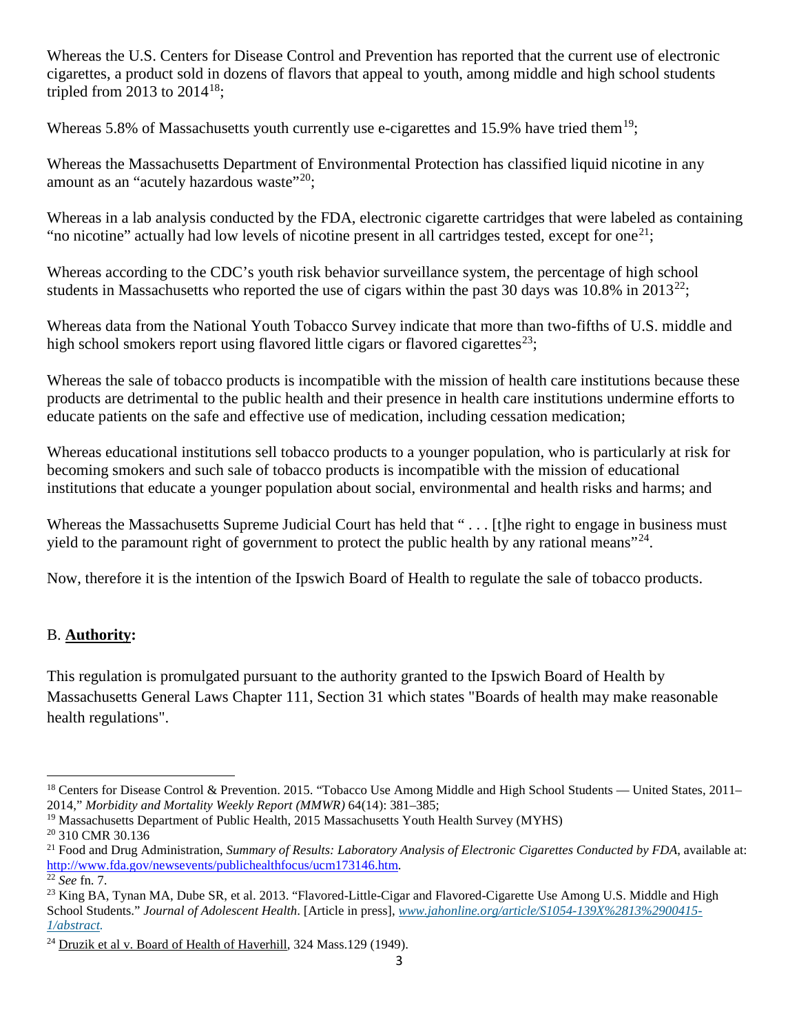Whereas the U.S. Centers for Disease Control and Prevention has reported that the current use of electronic cigarettes, a product sold in dozens of flavors that appeal to youth, among middle and high school students tripled from 2013 to 2014[18];

Whereas 5.8% of Massachusetts youth currently use e-cigarettes and 15.9% have tried them[19];

Whereas the Massachusetts Department of Environmental Protection has classified liquid nicotine in any amount as an "acutely hazardous waste"[20];

Whereas in a lab analysis conducted by the FDA, electronic cigarette cartridges that were labeled as containing "no nicotine" actually had low levels of nicotine present in all cartridges tested, except for one[21];

Whereas according to the CDC's youth risk behavior surveillance system, the percentage of high school students in Massachusetts who reported the use of cigars within the past 30 days was 10.8% in 2013[22];

Whereas data from the National Youth Tobacco Survey indicate that more than two-fifths of U.S. middle and high school smokers report using flavored little cigars or flavored cigarettes[23];

Whereas the sale of tobacco products is incompatible with the mission of health care institutions because these products are detrimental to the public health and their presence in health care institutions undermine efforts to educate patients on the safe and effective use of medication, including cessation medication;

Whereas educational institutions sell tobacco products to a younger population, who is particularly at risk for becoming smokers and such sale of tobacco products is incompatible with the mission of educational institutions that educate a younger population about social, environmental and health risks and harms; and

Whereas the Massachusetts Supreme Judicial Court has held that " . . . [t]he right to engage in business must yield to the paramount right of government to protect the public health by any rational means"[24].

Now, therefore it is the intention of the Ipswich Board of Health to regulate the sale of tobacco products.

## B. **Authority:**

This regulation is promulgated pursuant to the authority granted to the Ipswich Board of Health by Massachusetts General Laws Chapter 111, Section 31 which states "Boards of health may make reasonable health regulations".

---

[18] Centers for Disease Control & Prevention. 2015. "Tobacco Use Among Middle and High School Students — United States, 2011–2014," *Morbidity and Mortality Weekly Report (MMWR)* 64(14): 381–385;

[19] Massachusetts Department of Public Health, 2015 Massachusetts Youth Health Survey (MYHS)

[20] 310 CMR 30.136

[21] Food and Drug Administration, *Summary of Results: Laboratory Analysis of Electronic Cigarettes Conducted by FDA*, available at: http://www.fda.gov/newsevents/publichealthfocus/ucm173146.htm.

[22] *See* fn. 7.

[23] King BA, Tynan MA, Dube SR, et al. 2013. "Flavored-Little-Cigar and Flavored-Cigarette Use Among U.S. Middle and High School Students." *Journal of Adolescent Health*. [Article in press], *www.jahonline.org/article/S1054-139X%2813%2900415-1/abstract.*

[24] Druzik et al v. Board of Health of Haverhill, 324 Mass.129 (1949).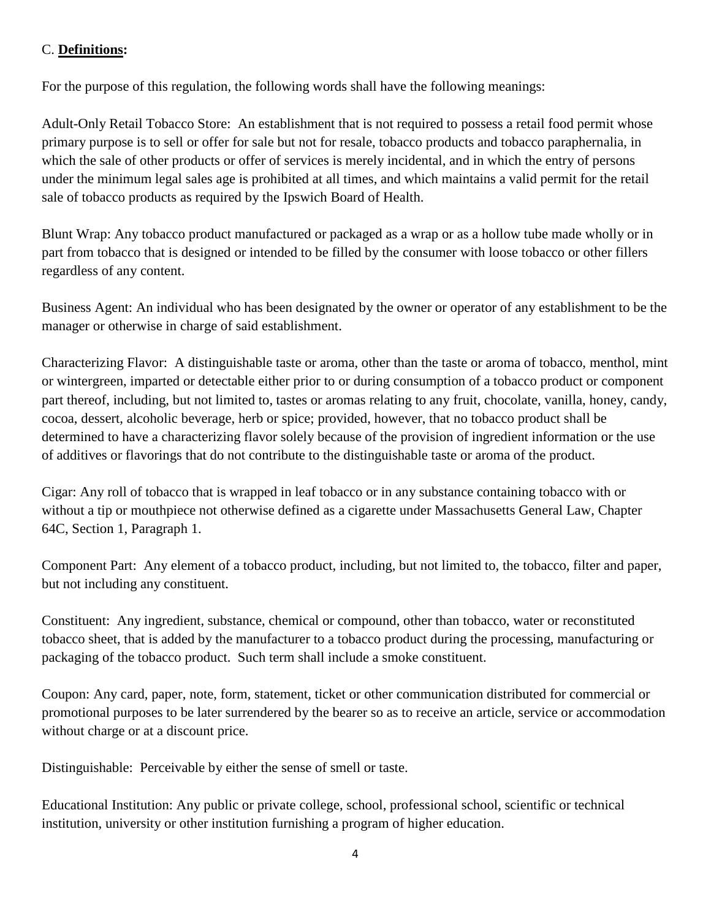C. **Definitions:**

For the purpose of this regulation, the following words shall have the following meanings:

Adult-Only Retail Tobacco Store: An establishment that is not required to possess a retail food permit whose primary purpose is to sell or offer for sale but not for resale, tobacco products and tobacco paraphernalia, in which the sale of other products or offer of services is merely incidental, and in which the entry of persons under the minimum legal sales age is prohibited at all times, and which maintains a valid permit for the retail sale of tobacco products as required by the Ipswich Board of Health.

Blunt Wrap: Any tobacco product manufactured or packaged as a wrap or as a hollow tube made wholly or in part from tobacco that is designed or intended to be filled by the consumer with loose tobacco or other fillers regardless of any content.

Business Agent: An individual who has been designated by the owner or operator of any establishment to be the manager or otherwise in charge of said establishment.

Characterizing Flavor: A distinguishable taste or aroma, other than the taste or aroma of tobacco, menthol, mint or wintergreen, imparted or detectable either prior to or during consumption of a tobacco product or component part thereof, including, but not limited to, tastes or aromas relating to any fruit, chocolate, vanilla, honey, candy, cocoa, dessert, alcoholic beverage, herb or spice; provided, however, that no tobacco product shall be determined to have a characterizing flavor solely because of the provision of ingredient information or the use of additives or flavorings that do not contribute to the distinguishable taste or aroma of the product.

Cigar: Any roll of tobacco that is wrapped in leaf tobacco or in any substance containing tobacco with or without a tip or mouthpiece not otherwise defined as a cigarette under Massachusetts General Law, Chapter 64C, Section 1, Paragraph 1.

Component Part: Any element of a tobacco product, including, but not limited to, the tobacco, filter and paper, but not including any constituent.

Constituent: Any ingredient, substance, chemical or compound, other than tobacco, water or reconstituted tobacco sheet, that is added by the manufacturer to a tobacco product during the processing, manufacturing or packaging of the tobacco product. Such term shall include a smoke constituent.

Coupon: Any card, paper, note, form, statement, ticket or other communication distributed for commercial or promotional purposes to be later surrendered by the bearer so as to receive an article, service or accommodation without charge or at a discount price.

Distinguishable: Perceivable by either the sense of smell or taste.

Educational Institution: Any public or private college, school, professional school, scientific or technical institution, university or other institution furnishing a program of higher education.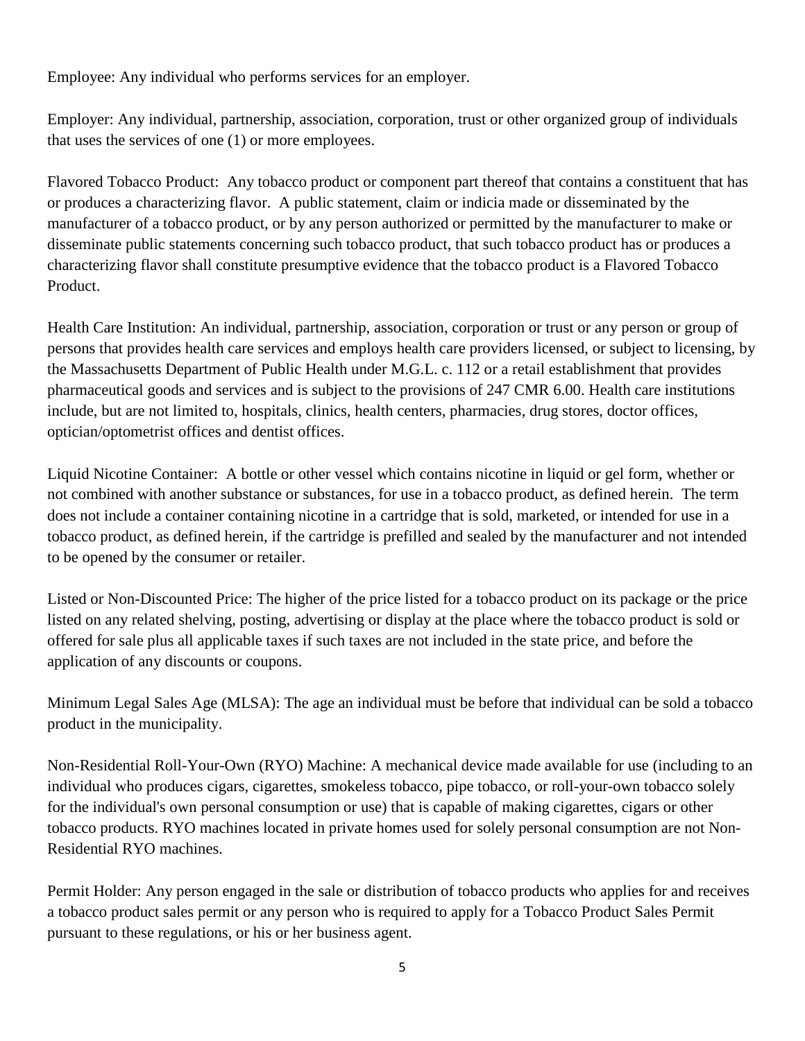Employee: Any individual who performs services for an employer.

Employer: Any individual, partnership, association, corporation, trust or other organized group of individuals that uses the services of one (1) or more employees.

Flavored Tobacco Product: Any tobacco product or component part thereof that contains a constituent that has or produces a characterizing flavor. A public statement, claim or indicia made or disseminated by the manufacturer of a tobacco product, or by any person authorized or permitted by the manufacturer to make or disseminate public statements concerning such tobacco product, that such tobacco product has or produces a characterizing flavor shall constitute presumptive evidence that the tobacco product is a Flavored Tobacco Product.

Health Care Institution: An individual, partnership, association, corporation or trust or any person or group of persons that provides health care services and employs health care providers licensed, or subject to licensing, by the Massachusetts Department of Public Health under M.G.L. c. 112 or a retail establishment that provides pharmaceutical goods and services and is subject to the provisions of 247 CMR 6.00. Health care institutions include, but are not limited to, hospitals, clinics, health centers, pharmacies, drug stores, doctor offices, optician/optometrist offices and dentist offices.

Liquid Nicotine Container: A bottle or other vessel which contains nicotine in liquid or gel form, whether or not combined with another substance or substances, for use in a tobacco product, as defined herein. The term does not include a container containing nicotine in a cartridge that is sold, marketed, or intended for use in a tobacco product, as defined herein, if the cartridge is prefilled and sealed by the manufacturer and not intended to be opened by the consumer or retailer.

Listed or Non-Discounted Price: The higher of the price listed for a tobacco product on its package or the price listed on any related shelving, posting, advertising or display at the place where the tobacco product is sold or offered for sale plus all applicable taxes if such taxes are not included in the state price, and before the application of any discounts or coupons.

Minimum Legal Sales Age (MLSA): The age an individual must be before that individual can be sold a tobacco product in the municipality.

Non-Residential Roll-Your-Own (RYO) Machine: A mechanical device made available for use (including to an individual who produces cigars, cigarettes, smokeless tobacco, pipe tobacco, or roll-your-own tobacco solely for the individual's own personal consumption or use) that is capable of making cigarettes, cigars or other tobacco products. RYO machines located in private homes used for solely personal consumption are not Non-Residential RYO machines.

Permit Holder: Any person engaged in the sale or distribution of tobacco products who applies for and receives a tobacco product sales permit or any person who is required to apply for a Tobacco Product Sales Permit pursuant to these regulations, or his or her business agent.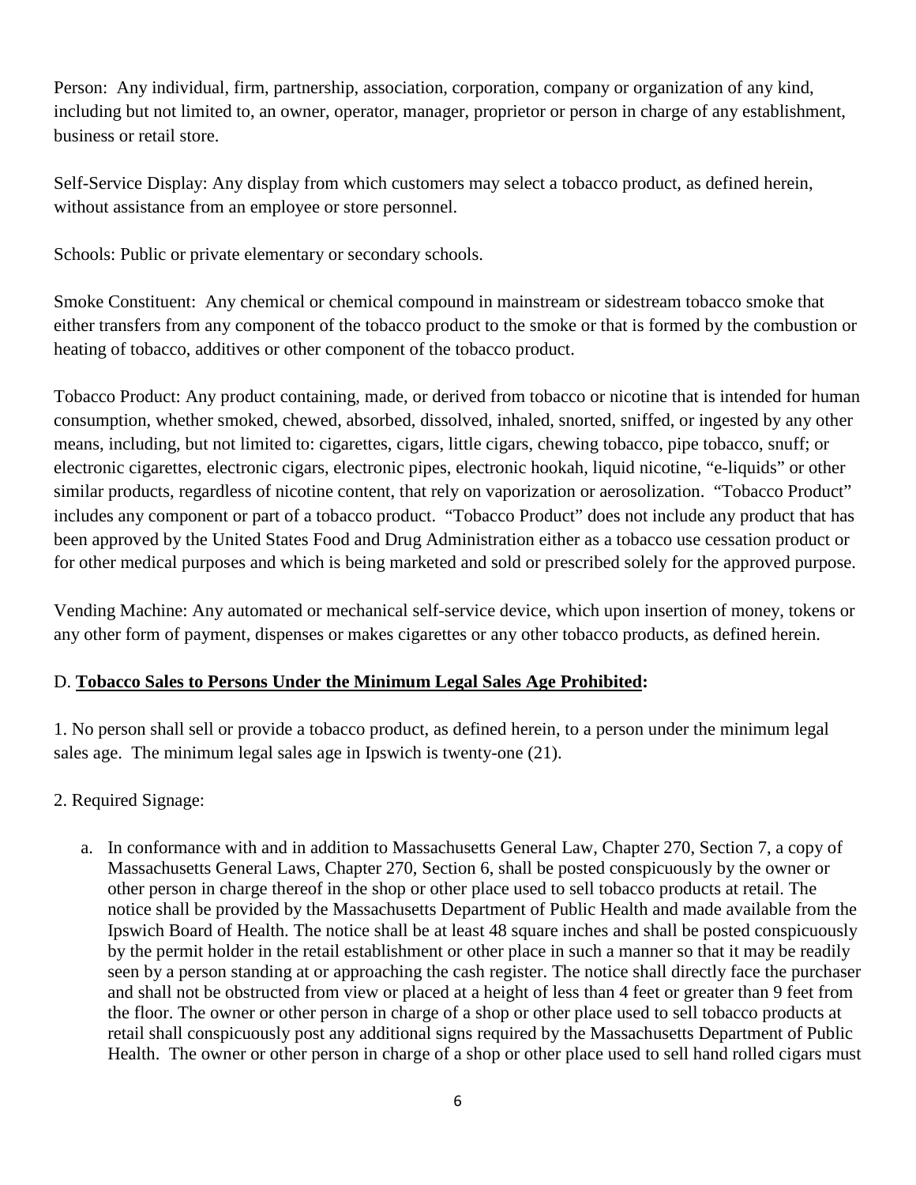Person: Any individual, firm, partnership, association, corporation, company or organization of any kind, including but not limited to, an owner, operator, manager, proprietor or person in charge of any establishment, business or retail store.

Self-Service Display: Any display from which customers may select a tobacco product, as defined herein, without assistance from an employee or store personnel.

Schools: Public or private elementary or secondary schools.

Smoke Constituent: Any chemical or chemical compound in mainstream or sidestream tobacco smoke that either transfers from any component of the tobacco product to the smoke or that is formed by the combustion or heating of tobacco, additives or other component of the tobacco product.

Tobacco Product: Any product containing, made, or derived from tobacco or nicotine that is intended for human consumption, whether smoked, chewed, absorbed, dissolved, inhaled, snorted, sniffed, or ingested by any other means, including, but not limited to: cigarettes, cigars, little cigars, chewing tobacco, pipe tobacco, snuff; or electronic cigarettes, electronic cigars, electronic pipes, electronic hookah, liquid nicotine, "e-liquids" or other similar products, regardless of nicotine content, that rely on vaporization or aerosolization. "Tobacco Product" includes any component or part of a tobacco product. "Tobacco Product" does not include any product that has been approved by the United States Food and Drug Administration either as a tobacco use cessation product or for other medical purposes and which is being marketed and sold or prescribed solely for the approved purpose.

Vending Machine: Any automated or mechanical self-service device, which upon insertion of money, tokens or any other form of payment, dispenses or makes cigarettes or any other tobacco products, as defined herein.

D. **<u>Tobacco Sales to Persons Under the Minimum Legal Sales Age Prohibited</u>:**

1. No person shall sell or provide a tobacco product, as defined herein, to a person under the minimum legal sales age. The minimum legal sales age in Ipswich is twenty-one (21).

2. Required Signage:

   a. In conformance with and in addition to Massachusetts General Law, Chapter 270, Section 7, a copy of Massachusetts General Laws, Chapter 270, Section 6, shall be posted conspicuously by the owner or other person in charge thereof in the shop or other place used to sell tobacco products at retail. The notice shall be provided by the Massachusetts Department of Public Health and made available from the Ipswich Board of Health. The notice shall be at least 48 square inches and shall be posted conspicuously by the permit holder in the retail establishment or other place in such a manner so that it may be readily seen by a person standing at or approaching the cash register. The notice shall directly face the purchaser and shall not be obstructed from view or placed at a height of less than 4 feet or greater than 9 feet from the floor. The owner or other person in charge of a shop or other place used to sell tobacco products at retail shall conspicuously post any additional signs required by the Massachusetts Department of Public Health. The owner or other person in charge of a shop or other place used to sell hand rolled cigars must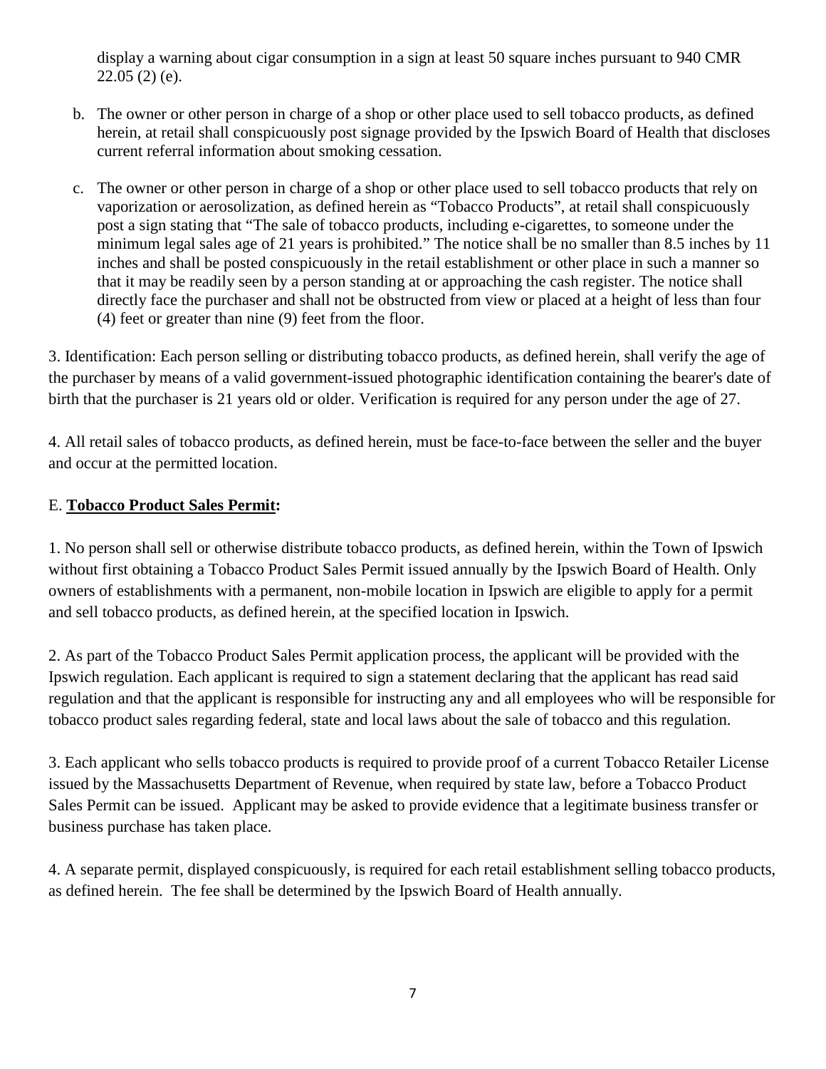display a warning about cigar consumption in a sign at least 50 square inches pursuant to 940 CMR 22.05 (2) (e).

b. The owner or other person in charge of a shop or other place used to sell tobacco products, as defined herein, at retail shall conspicuously post signage provided by the Ipswich Board of Health that discloses current referral information about smoking cessation.

c. The owner or other person in charge of a shop or other place used to sell tobacco products that rely on vaporization or aerosolization, as defined herein as "Tobacco Products", at retail shall conspicuously post a sign stating that "The sale of tobacco products, including e-cigarettes, to someone under the minimum legal sales age of 21 years is prohibited." The notice shall be no smaller than 8.5 inches by 11 inches and shall be posted conspicuously in the retail establishment or other place in such a manner so that it may be readily seen by a person standing at or approaching the cash register. The notice shall directly face the purchaser and shall not be obstructed from view or placed at a height of less than four (4) feet or greater than nine (9) feet from the floor.

3. Identification: Each person selling or distributing tobacco products, as defined herein, shall verify the age of the purchaser by means of a valid government-issued photographic identification containing the bearer's date of birth that the purchaser is 21 years old or older. Verification is required for any person under the age of 27.

4. All retail sales of tobacco products, as defined herein, must be face-to-face between the seller and the buyer and occur at the permitted location.

E. **Tobacco Product Sales Permit:**

1. No person shall sell or otherwise distribute tobacco products, as defined herein, within the Town of Ipswich without first obtaining a Tobacco Product Sales Permit issued annually by the Ipswich Board of Health. Only owners of establishments with a permanent, non-mobile location in Ipswich are eligible to apply for a permit and sell tobacco products, as defined herein, at the specified location in Ipswich.

2. As part of the Tobacco Product Sales Permit application process, the applicant will be provided with the Ipswich regulation. Each applicant is required to sign a statement declaring that the applicant has read said regulation and that the applicant is responsible for instructing any and all employees who will be responsible for tobacco product sales regarding federal, state and local laws about the sale of tobacco and this regulation.

3. Each applicant who sells tobacco products is required to provide proof of a current Tobacco Retailer License issued by the Massachusetts Department of Revenue, when required by state law, before a Tobacco Product Sales Permit can be issued. Applicant may be asked to provide evidence that a legitimate business transfer or business purchase has taken place.

4. A separate permit, displayed conspicuously, is required for each retail establishment selling tobacco products, as defined herein. The fee shall be determined by the Ipswich Board of Health annually.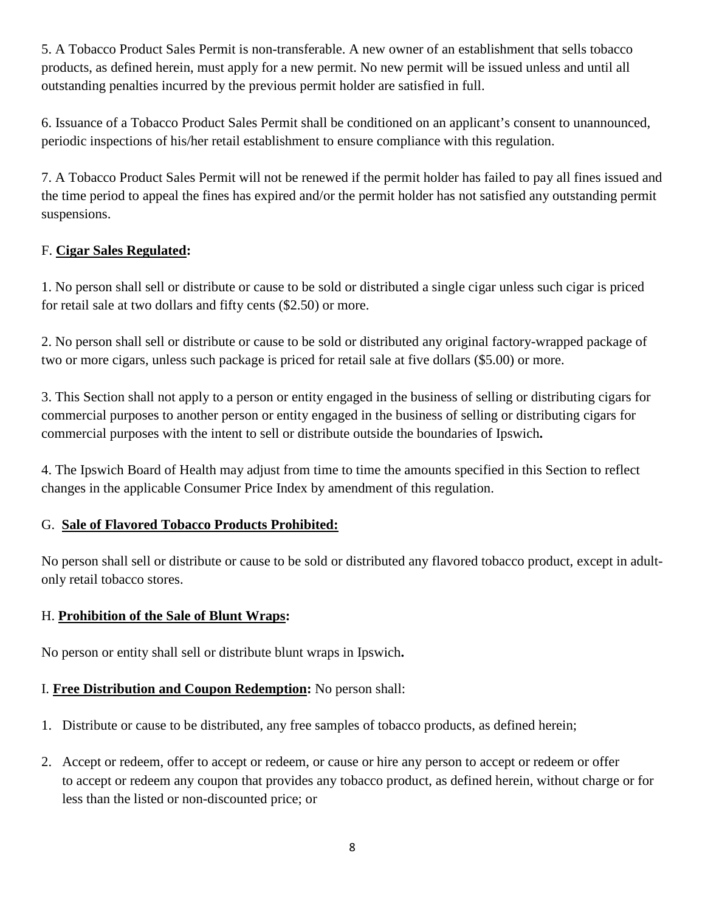5. A Tobacco Product Sales Permit is non-transferable. A new owner of an establishment that sells tobacco products, as defined herein, must apply for a new permit. No new permit will be issued unless and until all outstanding penalties incurred by the previous permit holder are satisfied in full.

6. Issuance of a Tobacco Product Sales Permit shall be conditioned on an applicant's consent to unannounced, periodic inspections of his/her retail establishment to ensure compliance with this regulation.

7. A Tobacco Product Sales Permit will not be renewed if the permit holder has failed to pay all fines issued and the time period to appeal the fines has expired and/or the permit holder has not satisfied any outstanding permit suspensions.

F. **Cigar Sales Regulated:**

1. No person shall sell or distribute or cause to be sold or distributed a single cigar unless such cigar is priced for retail sale at two dollars and fifty cents ($2.50) or more.

2. No person shall sell or distribute or cause to be sold or distributed any original factory-wrapped package of two or more cigars, unless such package is priced for retail sale at five dollars ($5.00) or more.

3. This Section shall not apply to a person or entity engaged in the business of selling or distributing cigars for commercial purposes to another person or entity engaged in the business of selling or distributing cigars for commercial purposes with the intent to sell or distribute outside the boundaries of Ipswich**.**

4. The Ipswich Board of Health may adjust from time to time the amounts specified in this Section to reflect changes in the applicable Consumer Price Index by amendment of this regulation.

G. **Sale of Flavored Tobacco Products Prohibited:**

No person shall sell or distribute or cause to be sold or distributed any flavored tobacco product, except in adult-only retail tobacco stores.

H. **Prohibition of the Sale of Blunt Wraps:**

No person or entity shall sell or distribute blunt wraps in Ipswich**.**

I. **Free Distribution and Coupon Redemption:** No person shall:

1. Distribute or cause to be distributed, any free samples of tobacco products, as defined herein;
2. Accept or redeem, offer to accept or redeem, or cause or hire any person to accept or redeem or offer to accept or redeem any coupon that provides any tobacco product, as defined herein, without charge or for less than the listed or non-discounted price; or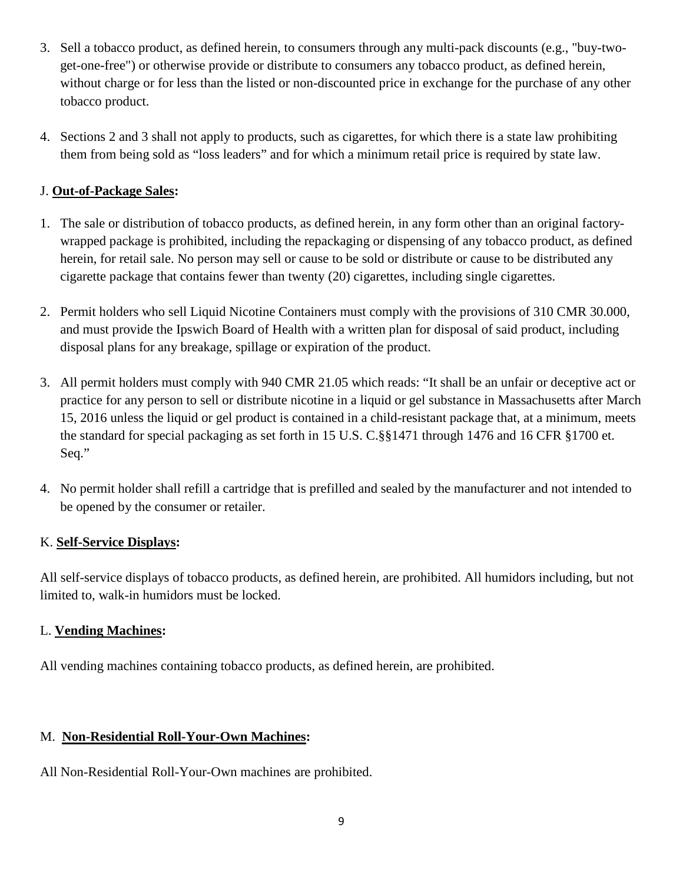3. Sell a tobacco product, as defined herein, to consumers through any multi-pack discounts (e.g., "buy-two-get-one-free") or otherwise provide or distribute to consumers any tobacco product, as defined herein, without charge or for less than the listed or non-discounted price in exchange for the purchase of any other tobacco product.

4. Sections 2 and 3 shall not apply to products, such as cigarettes, for which there is a state law prohibiting them from being sold as "loss leaders" and for which a minimum retail price is required by state law.

J. **<u>Out-of-Package Sales</u>:**

1. The sale or distribution of tobacco products, as defined herein, in any form other than an original factory-wrapped package is prohibited, including the repackaging or dispensing of any tobacco product, as defined herein, for retail sale. No person may sell or cause to be sold or distribute or cause to be distributed any cigarette package that contains fewer than twenty (20) cigarettes, including single cigarettes.

2. Permit holders who sell Liquid Nicotine Containers must comply with the provisions of 310 CMR 30.000, and must provide the Ipswich Board of Health with a written plan for disposal of said product, including disposal plans for any breakage, spillage or expiration of the product.

3. All permit holders must comply with 940 CMR 21.05 which reads: "It shall be an unfair or deceptive act or practice for any person to sell or distribute nicotine in a liquid or gel substance in Massachusetts after March 15, 2016 unless the liquid or gel product is contained in a child-resistant package that, at a minimum, meets the standard for special packaging as set forth in 15 U.S. C.§§1471 through 1476 and 16 CFR §1700 et. Seq."

4. No permit holder shall refill a cartridge that is prefilled and sealed by the manufacturer and not intended to be opened by the consumer or retailer.

K. **<u>Self-Service Displays</u>:**

All self-service displays of tobacco products, as defined herein, are prohibited. All humidors including, but not limited to, walk-in humidors must be locked.

L. **<u>Vending Machines</u>:**

All vending machines containing tobacco products, as defined herein, are prohibited.

M. **<u>Non-Residential Roll-Your-Own Machines</u>:**

All Non-Residential Roll-Your-Own machines are prohibited.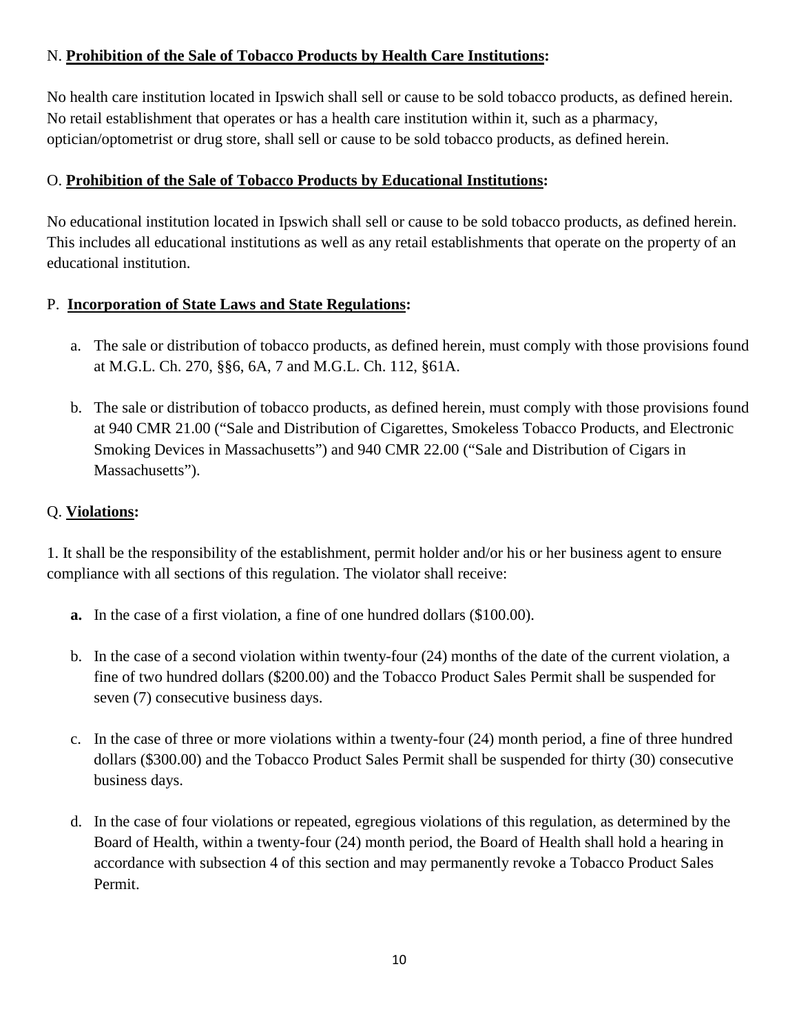N. **Prohibition of the Sale of Tobacco Products by Health Care Institutions:**

No health care institution located in Ipswich shall sell or cause to be sold tobacco products, as defined herein. No retail establishment that operates or has a health care institution within it, such as a pharmacy, optician/optometrist or drug store, shall sell or cause to be sold tobacco products, as defined herein.

O. **Prohibition of the Sale of Tobacco Products by Educational Institutions:**

No educational institution located in Ipswich shall sell or cause to be sold tobacco products, as defined herein. This includes all educational institutions as well as any retail establishments that operate on the property of an educational institution.

P. **Incorporation of State Laws and State Regulations:**

a. The sale or distribution of tobacco products, as defined herein, must comply with those provisions found at M.G.L. Ch. 270, §§6, 6A, 7 and M.G.L. Ch. 112, §61A.

b. The sale or distribution of tobacco products, as defined herein, must comply with those provisions found at 940 CMR 21.00 ("Sale and Distribution of Cigarettes, Smokeless Tobacco Products, and Electronic Smoking Devices in Massachusetts") and 940 CMR 22.00 ("Sale and Distribution of Cigars in Massachusetts").

Q. **Violations:**

1. It shall be the responsibility of the establishment, permit holder and/or his or her business agent to ensure compliance with all sections of this regulation. The violator shall receive:

**a.** In the case of a first violation, a fine of one hundred dollars ($100.00).

b. In the case of a second violation within twenty-four (24) months of the date of the current violation, a fine of two hundred dollars ($200.00) and the Tobacco Product Sales Permit shall be suspended for seven (7) consecutive business days.

c. In the case of three or more violations within a twenty-four (24) month period, a fine of three hundred dollars ($300.00) and the Tobacco Product Sales Permit shall be suspended for thirty (30) consecutive business days.

d. In the case of four violations or repeated, egregious violations of this regulation, as determined by the Board of Health, within a twenty-four (24) month period, the Board of Health shall hold a hearing in accordance with subsection 4 of this section and may permanently revoke a Tobacco Product Sales Permit.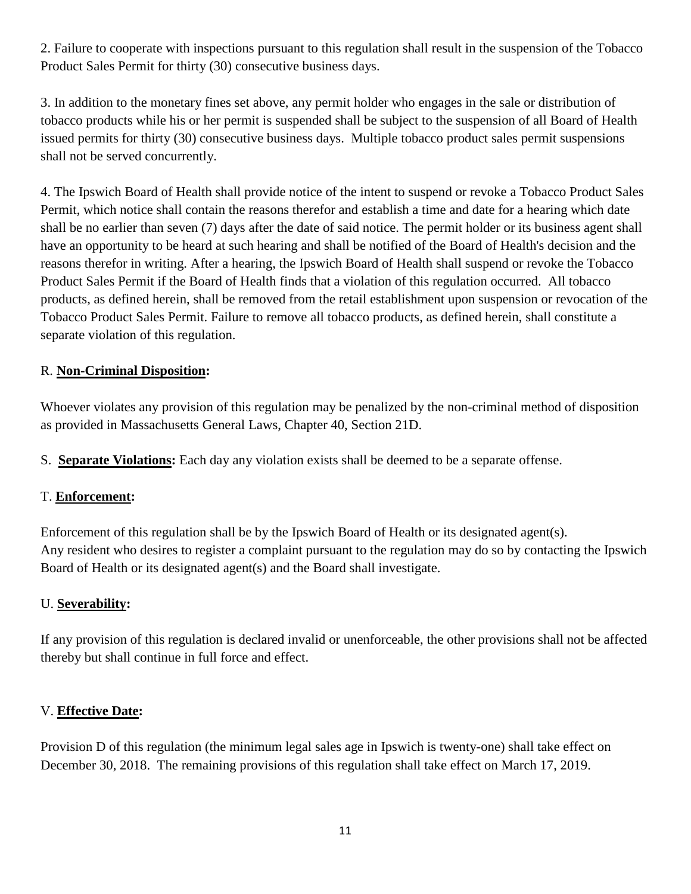2. Failure to cooperate with inspections pursuant to this regulation shall result in the suspension of the Tobacco Product Sales Permit for thirty (30) consecutive business days.

3. In addition to the monetary fines set above, any permit holder who engages in the sale or distribution of tobacco products while his or her permit is suspended shall be subject to the suspension of all Board of Health issued permits for thirty (30) consecutive business days. Multiple tobacco product sales permit suspensions shall not be served concurrently.

4. The Ipswich Board of Health shall provide notice of the intent to suspend or revoke a Tobacco Product Sales Permit, which notice shall contain the reasons therefor and establish a time and date for a hearing which date shall be no earlier than seven (7) days after the date of said notice. The permit holder or its business agent shall have an opportunity to be heard at such hearing and shall be notified of the Board of Health's decision and the reasons therefor in writing. After a hearing, the Ipswich Board of Health shall suspend or revoke the Tobacco Product Sales Permit if the Board of Health finds that a violation of this regulation occurred. All tobacco products, as defined herein, shall be removed from the retail establishment upon suspension or revocation of the Tobacco Product Sales Permit. Failure to remove all tobacco products, as defined herein, shall constitute a separate violation of this regulation.

R. **Non-Criminal Disposition:**

Whoever violates any provision of this regulation may be penalized by the non-criminal method of disposition as provided in Massachusetts General Laws, Chapter 40, Section 21D.

S. **Separate Violations:** Each day any violation exists shall be deemed to be a separate offense.

T. **Enforcement:**

Enforcement of this regulation shall be by the Ipswich Board of Health or its designated agent(s).
Any resident who desires to register a complaint pursuant to the regulation may do so by contacting the Ipswich Board of Health or its designated agent(s) and the Board shall investigate.

U. **Severability:**

If any provision of this regulation is declared invalid or unenforceable, the other provisions shall not be affected thereby but shall continue in full force and effect.

V. **Effective Date:**

Provision D of this regulation (the minimum legal sales age in Ipswich is twenty-one) shall take effect on December 30, 2018. The remaining provisions of this regulation shall take effect on March 17, 2019.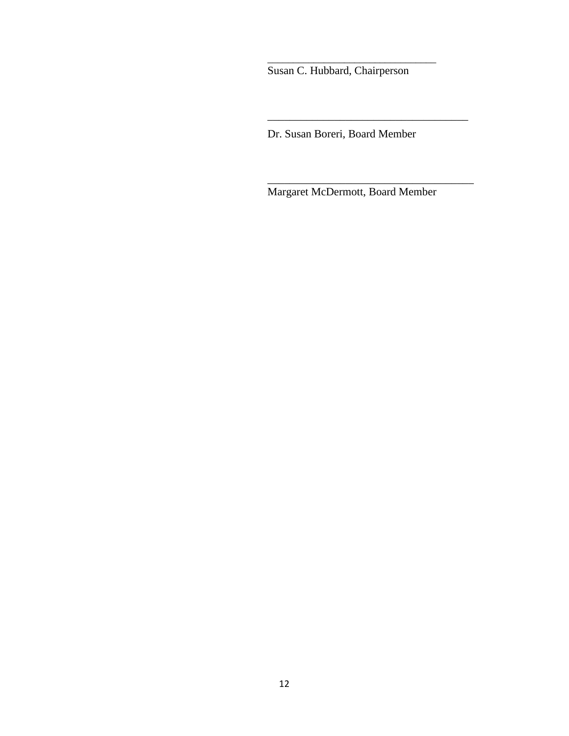_______________________________
Susan C. Hubbard, Chairperson

_____________________________________
Dr. Susan Boreri, Board Member

______________________________________
Margaret McDermott, Board Member